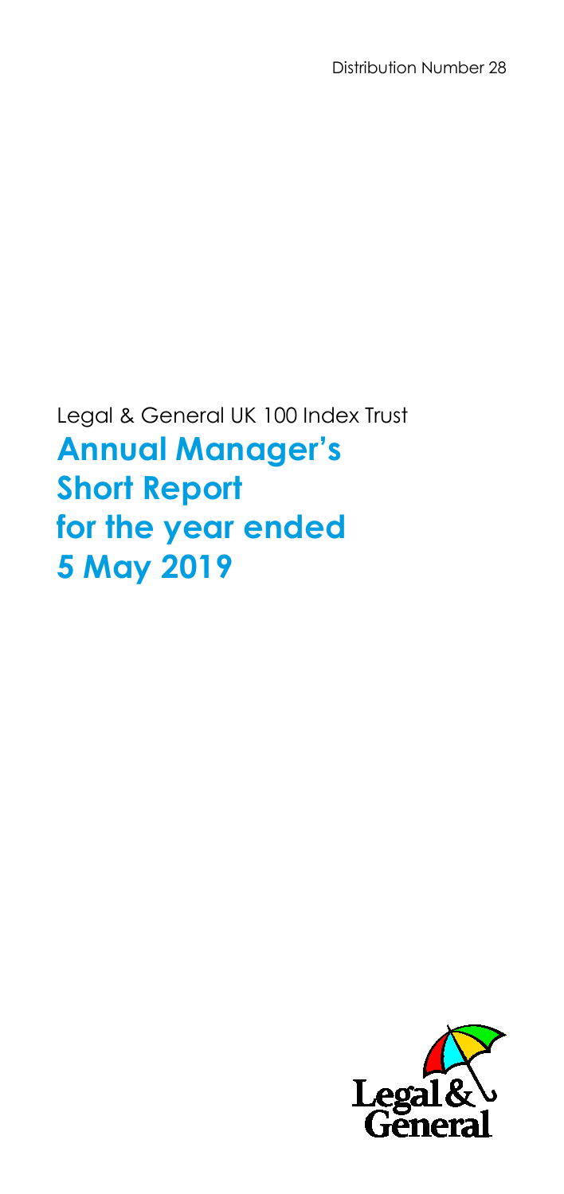Distribution Number 28

Legal & General UK 100 Index Trust

# Annual Manager's Short Report for the year ended 5 May 2019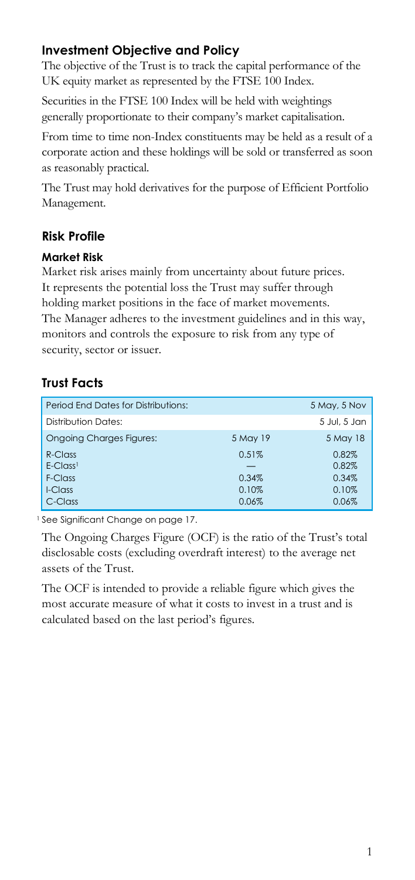## Investment Objective and Policy

The objective of the Trust is to track the capital performance of the UK equity market as represented by the FTSE 100 Index.

Securities in the FTSE 100 Index will be held with weightings generally proportionate to their company's market capitalisation.

From time to time non-Index constituents may be held as a result of a corporate action and these holdings will be sold or transferred as soon as reasonably practical.

The Trust may hold derivatives for the purpose of Efficient Portfolio Management.

## Risk Profile

### Market Risk

Market risk arises mainly from uncertainty about future prices. It represents the potential loss the Trust may suffer through holding market positions in the face of market movements. The Manager adheres to the investment guidelines and in this way, monitors and controls the exposure to risk from any type of security, sector or issuer.

## Trust Facts

| Period End Dates for Distributions: | | 5 May, 5 Nov |
|---|---|---|
| Distribution Dates: | | 5 Jul, 5 Jan |
| Ongoing Charges Figures: | 5 May 19 | 5 May 18 |
| R-Class | 0.51% | 0.82% |
| E-Class[1] | — | 0.82% |
| F-Class | 0.34% | 0.34% |
| I-Class | 0.10% | 0.10% |
| C-Class | 0.06% | 0.06% |

[1] See Significant Change on page 17.

The Ongoing Charges Figure (OCF) is the ratio of the Trust's total disclosable costs (excluding overdraft interest) to the average net assets of the Trust.

The OCF is intended to provide a reliable figure which gives the most accurate measure of what it costs to invest in a trust and is calculated based on the last period's figures.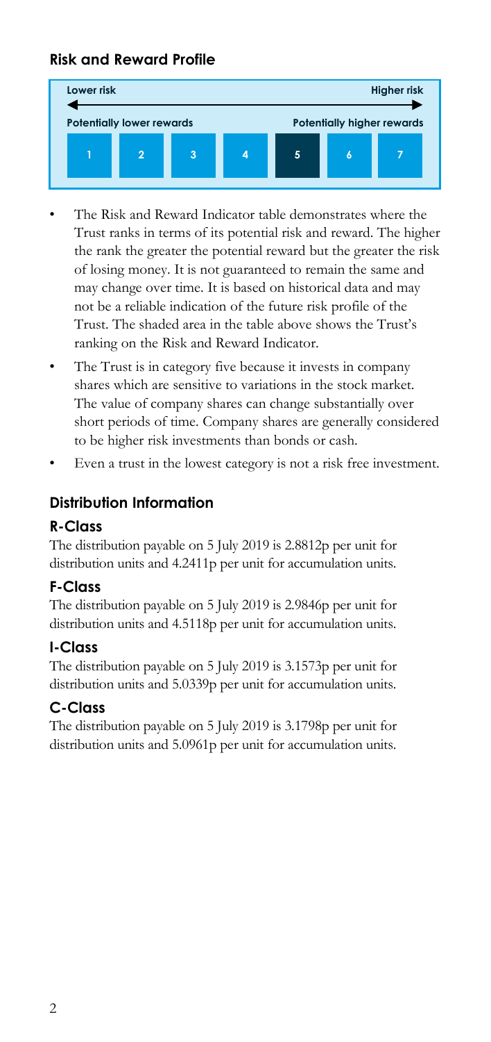## Risk and Reward Profile

| Lower risk | | | | | | Higher risk |
|---|---|---|---|---|---|---|
| Potentially lower rewards | | | | Potentially higher rewards | | |
| 1 | 2 | 3 | 4 | **5** | 6 | 7 |

- The Risk and Reward Indicator table demonstrates where the Trust ranks in terms of its potential risk and reward. The higher the rank the greater the potential reward but the greater the risk of losing money. It is not guaranteed to remain the same and may change over time. It is based on historical data and may not be a reliable indication of the future risk profile of the Trust. The shaded area in the table above shows the Trust's ranking on the Risk and Reward Indicator.
- The Trust is in category five because it invests in company shares which are sensitive to variations in the stock market. The value of company shares can change substantially over short periods of time. Company shares are generally considered to be higher risk investments than bonds or cash.
- Even a trust in the lowest category is not a risk free investment.

## Distribution Information

### R-Class

The distribution payable on 5 July 2019 is 2.8812p per unit for distribution units and 4.2411p per unit for accumulation units.

### F-Class

The distribution payable on 5 July 2019 is 2.9846p per unit for distribution units and 4.5118p per unit for accumulation units.

### I-Class

The distribution payable on 5 July 2019 is 3.1573p per unit for distribution units and 5.0339p per unit for accumulation units.

### C-Class

The distribution payable on 5 July 2019 is 3.1798p per unit for distribution units and 5.0961p per unit for accumulation units.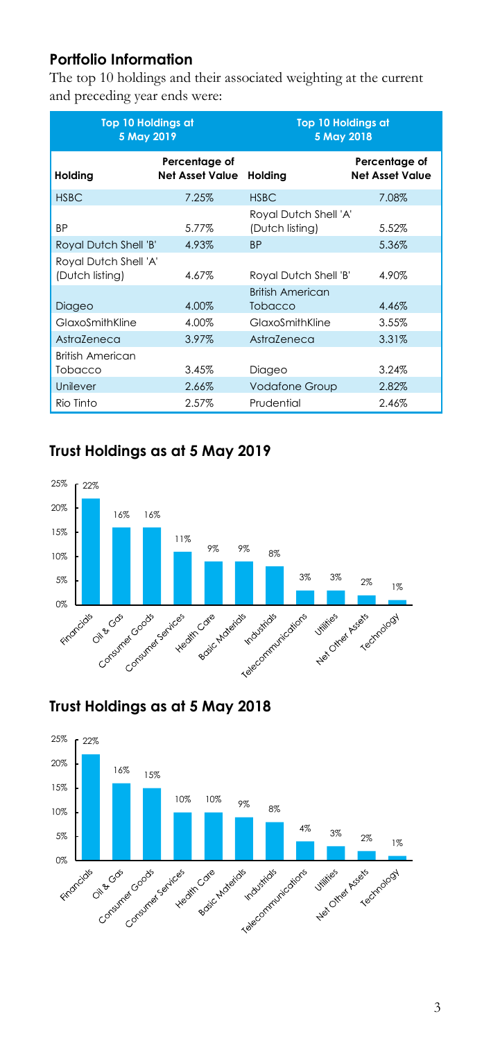## Portfolio Information

The top 10 holdings and their associated weighting at the current and preceding year ends were:

| Top 10 Holdings at 5 May 2019 | | Top 10 Holdings at 5 May 2018 | |
|---|---|---|---|
| **Holding** | **Percentage of Net Asset Value** | **Holding** | **Percentage of Net Asset Value** |
| HSBC | 7.25% | HSBC | 7.08% |
| BP | 5.77% | Royal Dutch Shell 'A' (Dutch listing) | 5.52% |
| Royal Dutch Shell 'B' | 4.93% | BP | 5.36% |
| Royal Dutch Shell 'A' (Dutch listing) | 4.67% | Royal Dutch Shell 'B' | 4.90% |
| Diageo | 4.00% | British American Tobacco | 4.46% |
| GlaxoSmithKline | 4.00% | GlaxoSmithKline | 3.55% |
| AstraZeneca | 3.97% | AstraZeneca | 3.31% |
| British American Tobacco | 3.45% | Diageo | 3.24% |
| Unilever | 2.66% | Vodafone Group | 2.82% |
| Rio Tinto | 2.57% | Prudential | 2.46% |

## Trust Holdings as at 5 May 2019

| Sector | Percentage |
|---|---|
| Financials | 22% |
| Oil & Gas | 16% |
| Consumer Goods | 16% |
| Consumer Services | 11% |
| Health Care | 9% |
| Basic Materials | 9% |
| Industrials | 8% |
| Telecommunications | 3% |
| Utilities | 3% |
| Net Other Assets | 2% |
| Technology | 1% |

## Trust Holdings as at 5 May 2018

| Sector | Percentage |
|---|---|
| Financials | 22% |
| Oil & Gas | 16% |
| Consumer Goods | 15% |
| Consumer Services | 10% |
| Health Care | 10% |
| Basic Materials | 9% |
| Industrials | 8% |
| Telecommunications | 4% |
| Utilities | 3% |
| Net Other Assets | 2% |
| Technology | 1% |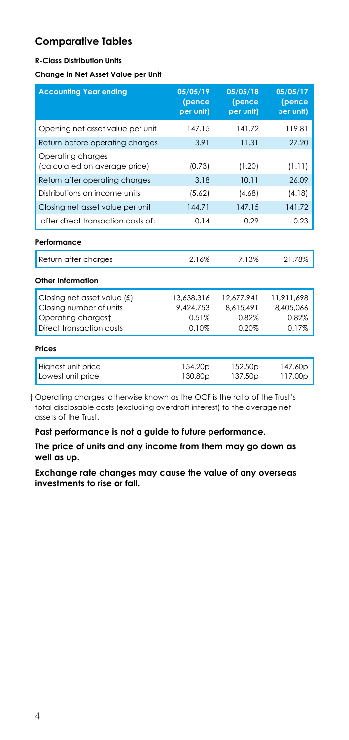## Comparative Tables

**R-Class Distribution Units**

**Change in Net Asset Value per Unit**

| Accounting Year ending | 05/05/19 (pence per unit) | 05/05/18 (pence per unit) | 05/05/17 (pence per unit) |
|---|---|---|---|
| Opening net asset value per unit | 147.15 | 141.72 | 119.81 |
| Return before operating charges | 3.91 | 11.31 | 27.20 |
| Operating charges (calculated on average price) | (0.73) | (1.20) | (1.11) |
| Return after operating charges | 3.18 | 10.11 | 26.09 |
| Distributions on income units | (5.62) | (4.68) | (4.18) |
| Closing net asset value per unit | 144.71 | 147.15 | 141.72 |
| after direct transaction costs of: | 0.14 | 0.29 | 0.23 |
| **Performance** | | | |
| Return after charges | 2.16% | 7.13% | 21.78% |
| **Other Information** | | | |
| Closing net asset value (£) | 13,638,316 | 12,677,941 | 11,911,698 |
| Closing number of units | 9,424,753 | 8,615,491 | 8,405,066 |
| Operating charges† | 0.51% | 0.82% | 0.82% |
| Direct transaction costs | 0.10% | 0.20% | 0.17% |
| **Prices** | | | |
| Highest unit price | 154.20p | 152.50p | 147.60p |
| Lowest unit price | 130.80p | 137.50p | 117.00p |

† Operating charges, otherwise known as the OCF is the ratio of the Trust's total disclosable costs (excluding overdraft interest) to the average net assets of the Trust.

**Past performance is not a guide to future performance.**

**The price of units and any income from them may go down as well as up.**

**Exchange rate changes may cause the value of any overseas investments to rise or fall.**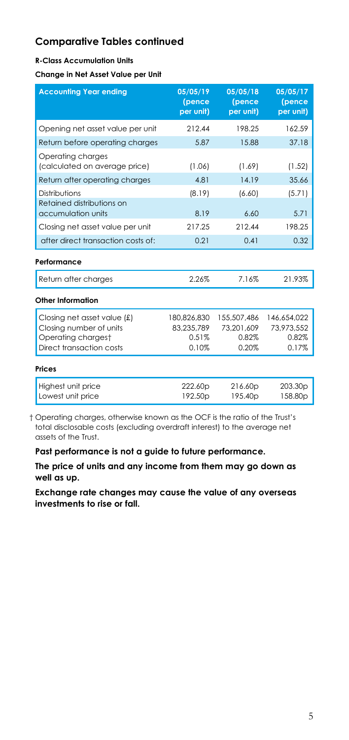## Comparative Tables continued

**R-Class Accumulation Units**

**Change in Net Asset Value per Unit**

| Accounting Year ending | 05/05/19 (pence per unit) | 05/05/18 (pence per unit) | 05/05/17 (pence per unit) |
|---|---|---|---|
| Opening net asset value per unit | 212.44 | 198.25 | 162.59 |
| Return before operating charges | 5.87 | 15.88 | 37.18 |
| Operating charges (calculated on average price) | (1.06) | (1.69) | (1.52) |
| Return after operating charges | 4.81 | 14.19 | 35.66 |
| Distributions | (8.19) | (6.60) | (5.71) |
| Retained distributions on accumulation units | 8.19 | 6.60 | 5.71 |
| Closing net asset value per unit | 217.25 | 212.44 | 198.25 |
| after direct transaction costs of: | 0.21 | 0.41 | 0.32 |

**Performance**

| | | | |
|---|---|---|---|
| Return after charges | 2.26% | 7.16% | 21.93% |

**Other Information**

| | | | |
|---|---|---|---|
| Closing net asset value (£) | 180,826,830 | 155,507,486 | 146,654,022 |
| Closing number of units | 83,235,789 | 73,201,609 | 73,973,552 |
| Operating charges† | 0.51% | 0.82% | 0.82% |
| Direct transaction costs | 0.10% | 0.20% | 0.17% |

**Prices**

| | | | |
|---|---|---|---|
| Highest unit price | 222.60p | 216.60p | 203.30p |
| Lowest unit price | 192.50p | 195.40p | 158.80p |

† Operating charges, otherwise known as the OCF is the ratio of the Trust's total disclosable costs (excluding overdraft interest) to the average net assets of the Trust.

**Past performance is not a guide to future performance.**

**The price of units and any income from them may go down as well as up.**

**Exchange rate changes may cause the value of any overseas investments to rise or fall.**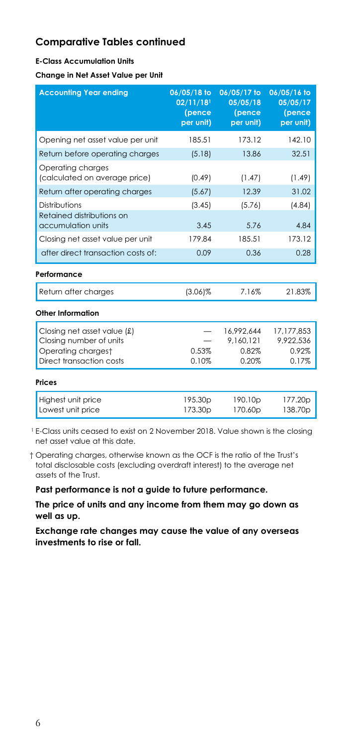## Comparative Tables continued

**E-Class Accumulation Units**

**Change in Net Asset Value per Unit**

| Accounting Year ending | 06/05/18 to 02/11/18[1] (pence per unit) | 06/05/17 to 05/05/18 (pence per unit) | 06/05/16 to 05/05/17 (pence per unit) |
|---|---|---|---|
| Opening net asset value per unit | 185.51 | 173.12 | 142.10 |
| Return before operating charges | (5.18) | 13.86 | 32.51 |
| Operating charges (calculated on average price) | (0.49) | (1.47) | (1.49) |
| Return after operating charges | (5.67) | 12.39 | 31.02 |
| Distributions | (3.45) | (5.76) | (4.84) |
| Retained distributions on accumulation units | 3.45 | 5.76 | 4.84 |
| Closing net asset value per unit | 179.84 | 185.51 | 173.12 |
| after direct transaction costs of: | 0.09 | 0.36 | 0.28 |
| **Performance** | | | |
| Return after charges | (3.06)% | 7.16% | 21.83% |
| **Other Information** | | | |
| Closing net asset value (£) | — | 16,992,644 | 17,177,853 |
| Closing number of units | — | 9,160,121 | 9,922,536 |
| Operating charges† | 0.53% | 0.82% | 0.92% |
| Direct transaction costs | 0.10% | 0.20% | 0.17% |
| **Prices** | | | |
| Highest unit price | 195.30p | 190.10p | 177.20p |
| Lowest unit price | 173.30p | 170.60p | 138.70p |

[1] E-Class units ceased to exist on 2 November 2018. Value shown is the closing net asset value at this date.

† Operating charges, otherwise known as the OCF is the ratio of the Trust's total disclosable costs (excluding overdraft interest) to the average net assets of the Trust.

**Past performance is not a guide to future performance.**

**The price of units and any income from them may go down as well as up.**

**Exchange rate changes may cause the value of any overseas investments to rise or fall.**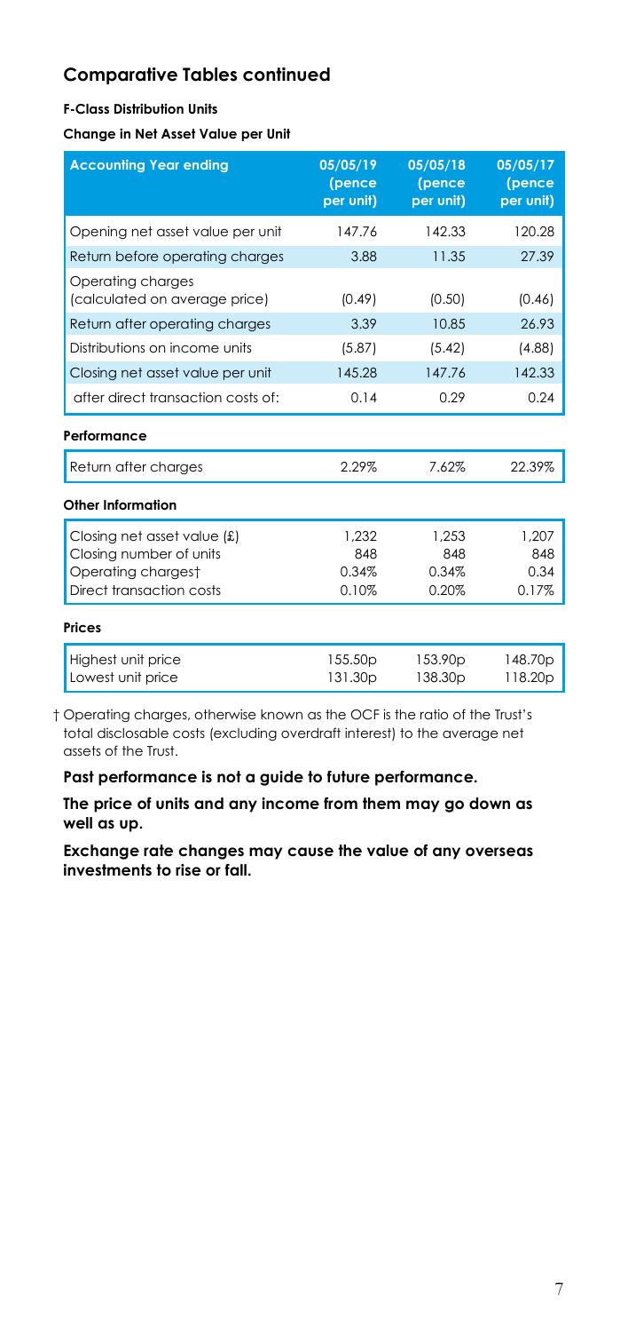## Comparative Tables continued

**F-Class Distribution Units**

**Change in Net Asset Value per Unit**

| Accounting Year ending | 05/05/19 (pence per unit) | 05/05/18 (pence per unit) | 05/05/17 (pence per unit) |
|---|---|---|---|
| Opening net asset value per unit | 147.76 | 142.33 | 120.28 |
| Return before operating charges | 3.88 | 11.35 | 27.39 |
| Operating charges (calculated on average price) | (0.49) | (0.50) | (0.46) |
| Return after operating charges | 3.39 | 10.85 | 26.93 |
| Distributions on income units | (5.87) | (5.42) | (4.88) |
| Closing net asset value per unit | 145.28 | 147.76 | 142.33 |
| after direct transaction costs of: | 0.14 | 0.29 | 0.24 |
| **Performance** | | | |
| Return after charges | 2.29% | 7.62% | 22.39% |
| **Other Information** | | | |
| Closing net asset value (£) | 1,232 | 1,253 | 1,207 |
| Closing number of units | 848 | 848 | 848 |
| Operating charges† | 0.34% | 0.34% | 0.34 |
| Direct transaction costs | 0.10% | 0.20% | 0.17% |
| **Prices** | | | |
| Highest unit price | 155.50p | 153.90p | 148.70p |
| Lowest unit price | 131.30p | 138.30p | 118.20p |

† Operating charges, otherwise known as the OCF is the ratio of the Trust's total disclosable costs (excluding overdraft interest) to the average net assets of the Trust.

**Past performance is not a guide to future performance.**

**The price of units and any income from them may go down as well as up.**

**Exchange rate changes may cause the value of any overseas investments to rise or fall.**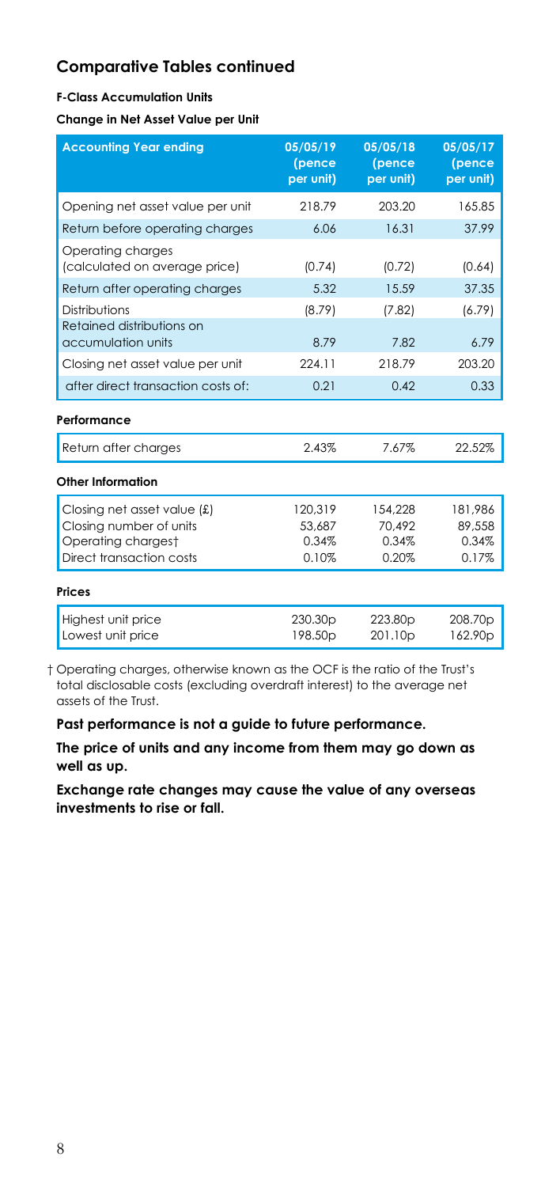## Comparative Tables continued

**F-Class Accumulation Units**

**Change in Net Asset Value per Unit**

| Accounting Year ending | 05/05/19 (pence per unit) | 05/05/18 (pence per unit) | 05/05/17 (pence per unit) |
|---|---|---|---|
| Opening net asset value per unit | 218.79 | 203.20 | 165.85 |
| Return before operating charges | 6.06 | 16.31 | 37.99 |
| Operating charges (calculated on average price) | (0.74) | (0.72) | (0.64) |
| Return after operating charges | 5.32 | 15.59 | 37.35 |
| Distributions | (8.79) | (7.82) | (6.79) |
| Retained distributions on accumulation units | 8.79 | 7.82 | 6.79 |
| Closing net asset value per unit | 224.11 | 218.79 | 203.20 |
| after direct transaction costs of: | 0.21 | 0.42 | 0.33 |

**Performance**

| | | | |
|---|---|---|---|
| Return after charges | 2.43% | 7.67% | 22.52% |

**Other Information**

| | | | |
|---|---|---|---|
| Closing net asset value (£) | 120,319 | 154,228 | 181,986 |
| Closing number of units | 53,687 | 70,492 | 89,558 |
| Operating charges† | 0.34% | 0.34% | 0.34% |
| Direct transaction costs | 0.10% | 0.20% | 0.17% |

**Prices**

| | | | |
|---|---|---|---|
| Highest unit price | 230.30p | 223.80p | 208.70p |
| Lowest unit price | 198.50p | 201.10p | 162.90p |

† Operating charges, otherwise known as the OCF is the ratio of the Trust's total disclosable costs (excluding overdraft interest) to the average net assets of the Trust.

**Past performance is not a guide to future performance.**

**The price of units and any income from them may go down as well as up.**

**Exchange rate changes may cause the value of any overseas investments to rise or fall.**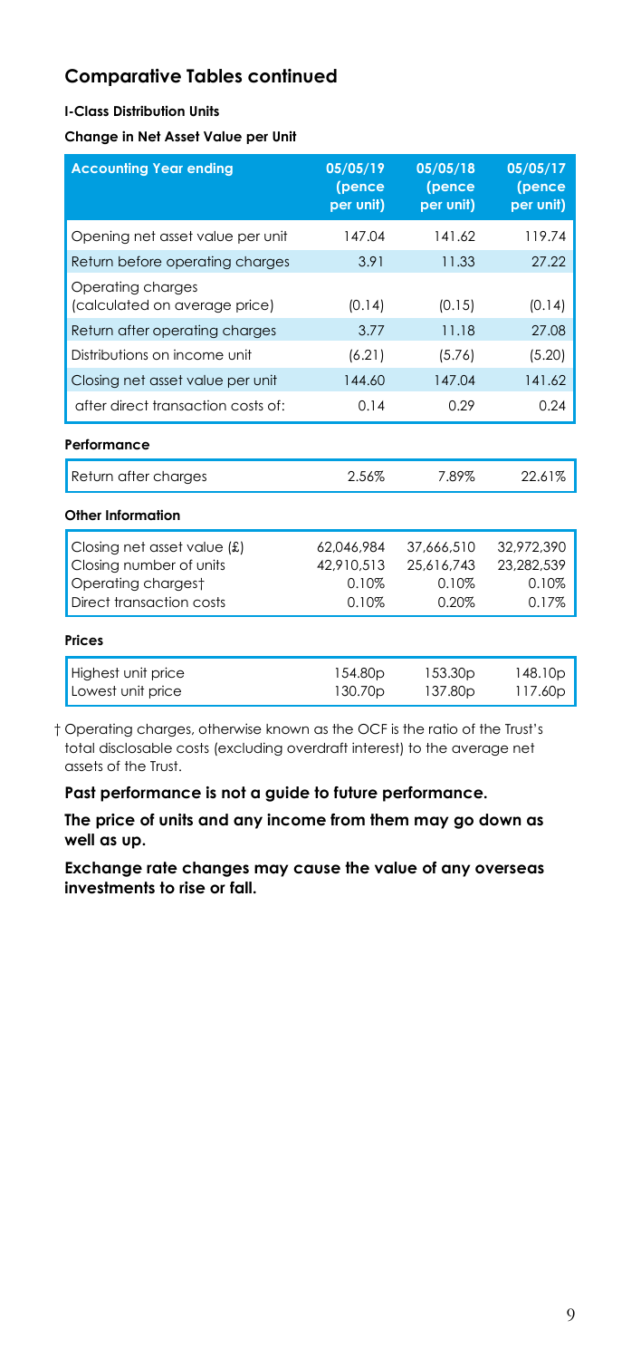## Comparative Tables continued

**I-Class Distribution Units**

**Change in Net Asset Value per Unit**

| Accounting Year ending | 05/05/19 (pence per unit) | 05/05/18 (pence per unit) | 05/05/17 (pence per unit) |
|---|---|---|---|
| Opening net asset value per unit | 147.04 | 141.62 | 119.74 |
| Return before operating charges | 3.91 | 11.33 | 27.22 |
| Operating charges (calculated on average price) | (0.14) | (0.15) | (0.14) |
| Return after operating charges | 3.77 | 11.18 | 27.08 |
| Distributions on income unit | (6.21) | (5.76) | (5.20) |
| Closing net asset value per unit | 144.60 | 147.04 | 141.62 |
| after direct transaction costs of: | 0.14 | 0.29 | 0.24 |
| **Performance** | | | |
| Return after charges | 2.56% | 7.89% | 22.61% |
| **Other Information** | | | |
| Closing net asset value (£) | 62,046,984 | 37,666,510 | 32,972,390 |
| Closing number of units | 42,910,513 | 25,616,743 | 23,282,539 |
| Operating charges† | 0.10% | 0.10% | 0.10% |
| Direct transaction costs | 0.10% | 0.20% | 0.17% |
| **Prices** | | | |
| Highest unit price | 154.80p | 153.30p | 148.10p |
| Lowest unit price | 130.70p | 137.80p | 117.60p |

† Operating charges, otherwise known as the OCF is the ratio of the Trust's total disclosable costs (excluding overdraft interest) to the average net assets of the Trust.

**Past performance is not a guide to future performance.**

**The price of units and any income from them may go down as well as up.**

**Exchange rate changes may cause the value of any overseas investments to rise or fall.**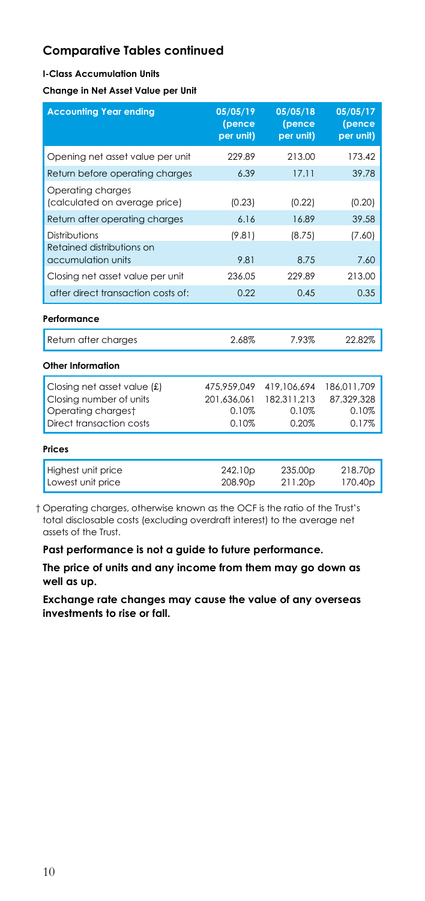## Comparative Tables continued

**I-Class Accumulation Units**

**Change in Net Asset Value per Unit**

| Accounting Year ending | 05/05/19 (pence per unit) | 05/05/18 (pence per unit) | 05/05/17 (pence per unit) |
|---|---|---|---|
| Opening net asset value per unit | 229.89 | 213.00 | 173.42 |
| Return before operating charges | 6.39 | 17.11 | 39.78 |
| Operating charges (calculated on average price) | (0.23) | (0.22) | (0.20) |
| Return after operating charges | 6.16 | 16.89 | 39.58 |
| Distributions | (9.81) | (8.75) | (7.60) |
| Retained distributions on accumulation units | 9.81 | 8.75 | 7.60 |
| Closing net asset value per unit | 236.05 | 229.89 | 213.00 |
| after direct transaction costs of: | 0.22 | 0.45 | 0.35 |

**Performance**

| | | | |
|---|---|---|---|
| Return after charges | 2.68% | 7.93% | 22.82% |

**Other Information**

| | | | |
|---|---|---|---|
| Closing net asset value (£) | 475,959,049 | 419,106,694 | 186,011,709 |
| Closing number of units | 201,636,061 | 182,311,213 | 87,329,328 |
| Operating charges† | 0.10% | 0.10% | 0.10% |
| Direct transaction costs | 0.10% | 0.20% | 0.17% |

**Prices**

| | | | |
|---|---|---|---|
| Highest unit price | 242.10p | 235.00p | 218.70p |
| Lowest unit price | 208.90p | 211.20p | 170.40p |

† Operating charges, otherwise known as the OCF is the ratio of the Trust's total disclosable costs (excluding overdraft interest) to the average net assets of the Trust.

**Past performance is not a guide to future performance.**

**The price of units and any income from them may go down as well as up.**

**Exchange rate changes may cause the value of any overseas investments to rise or fall.**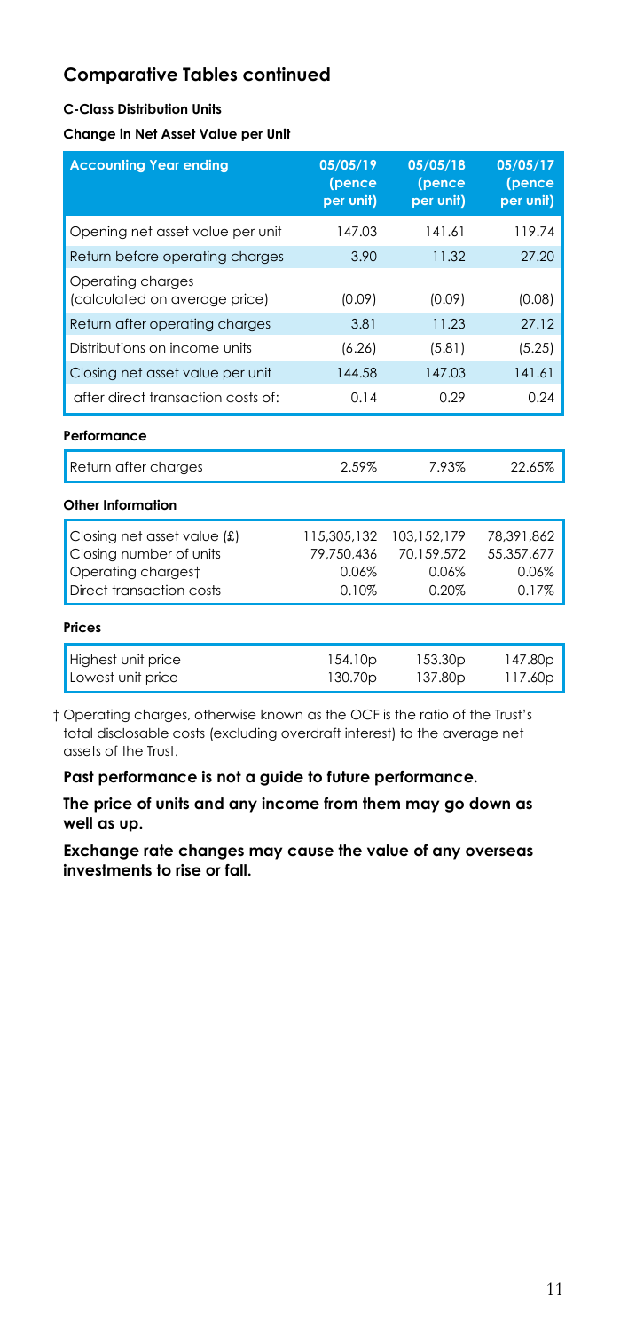## Comparative Tables continued

**C-Class Distribution Units**

**Change in Net Asset Value per Unit**

| Accounting Year ending | 05/05/19 (pence per unit) | 05/05/18 (pence per unit) | 05/05/17 (pence per unit) |
|---|---|---|---|
| Opening net asset value per unit | 147.03 | 141.61 | 119.74 |
| Return before operating charges | 3.90 | 11.32 | 27.20 |
| Operating charges (calculated on average price) | (0.09) | (0.09) | (0.08) |
| Return after operating charges | 3.81 | 11.23 | 27.12 |
| Distributions on income units | (6.26) | (5.81) | (5.25) |
| Closing net asset value per unit | 144.58 | 147.03 | 141.61 |
| after direct transaction costs of: | 0.14 | 0.29 | 0.24 |
| **Performance** | | | |
| Return after charges | 2.59% | 7.93% | 22.65% |
| **Other Information** | | | |
| Closing net asset value (£) | 115,305,132 | 103,152,179 | 78,391,862 |
| Closing number of units | 79,750,436 | 70,159,572 | 55,357,677 |
| Operating charges† | 0.06% | 0.06% | 0.06% |
| Direct transaction costs | 0.10% | 0.20% | 0.17% |
| **Prices** | | | |
| Highest unit price | 154.10p | 153.30p | 147.80p |
| Lowest unit price | 130.70p | 137.80p | 117.60p |

† Operating charges, otherwise known as the OCF is the ratio of the Trust's total disclosable costs (excluding overdraft interest) to the average net assets of the Trust.

**Past performance is not a guide to future performance.**

**The price of units and any income from them may go down as well as up.**

**Exchange rate changes may cause the value of any overseas investments to rise or fall.**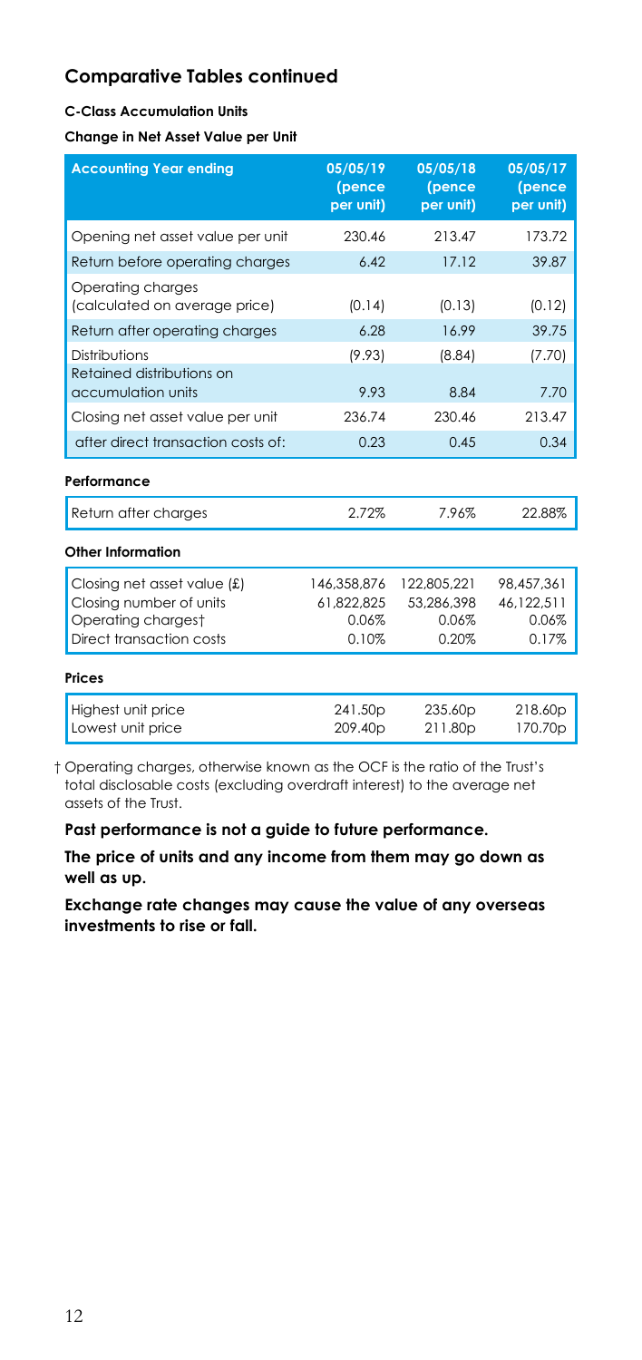## Comparative Tables continued

**C-Class Accumulation Units**

**Change in Net Asset Value per Unit**

| Accounting Year ending | 05/05/19 (pence per unit) | 05/05/18 (pence per unit) | 05/05/17 (pence per unit) |
|---|---|---|---|
| Opening net asset value per unit | 230.46 | 213.47 | 173.72 |
| Return before operating charges | 6.42 | 17.12 | 39.87 |
| Operating charges (calculated on average price) | (0.14) | (0.13) | (0.12) |
| Return after operating charges | 6.28 | 16.99 | 39.75 |
| Distributions | (9.93) | (8.84) | (7.70) |
| Retained distributions on accumulation units | 9.93 | 8.84 | 7.70 |
| Closing net asset value per unit | 236.74 | 230.46 | 213.47 |
| after direct transaction costs of: | 0.23 | 0.45 | 0.34 |

**Performance**

| | | | |
|---|---|---|---|
| Return after charges | 2.72% | 7.96% | 22.88% |

**Other Information**

| | | | |
|---|---|---|---|
| Closing net asset value (£) | 146,358,876 | 122,805,221 | 98,457,361 |
| Closing number of units | 61,822,825 | 53,286,398 | 46,122,511 |
| Operating charges† | 0.06% | 0.06% | 0.06% |
| Direct transaction costs | 0.10% | 0.20% | 0.17% |

**Prices**

| | | | |
|---|---|---|---|
| Highest unit price | 241.50p | 235.60p | 218.60p |
| Lowest unit price | 209.40p | 211.80p | 170.70p |

† Operating charges, otherwise known as the OCF is the ratio of the Trust's total disclosable costs (excluding overdraft interest) to the average net assets of the Trust.

**Past performance is not a guide to future performance.**

**The price of units and any income from them may go down as well as up.**

**Exchange rate changes may cause the value of any overseas investments to rise or fall.**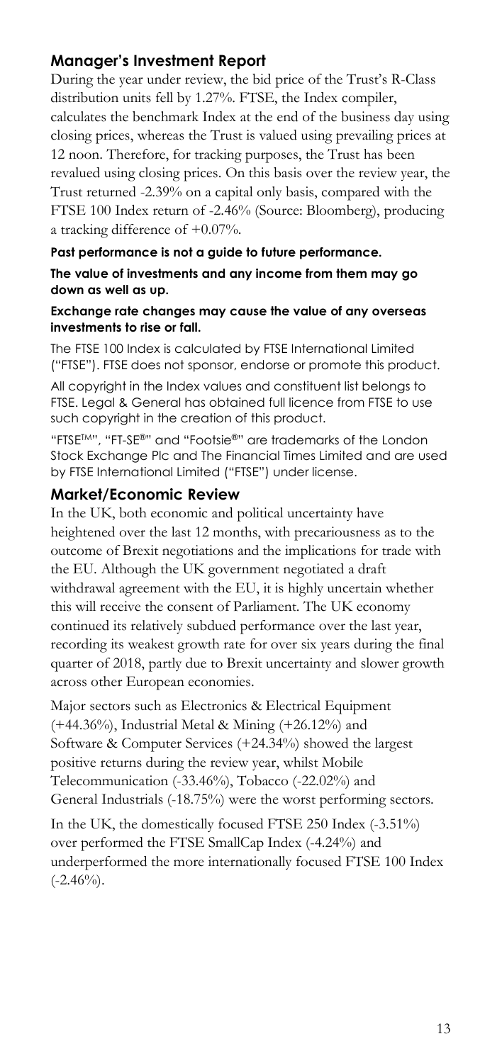## Manager's Investment Report

During the year under review, the bid price of the Trust's R-Class distribution units fell by 1.27%. FTSE, the Index compiler, calculates the benchmark Index at the end of the business day using closing prices, whereas the Trust is valued using prevailing prices at 12 noon. Therefore, for tracking purposes, the Trust has been revalued using closing prices. On this basis over the review year, the Trust returned -2.39% on a capital only basis, compared with the FTSE 100 Index return of -2.46% (Source: Bloomberg), producing a tracking difference of +0.07%.

**Past performance is not a guide to future performance.**

**The value of investments and any income from them may go down as well as up.**

**Exchange rate changes may cause the value of any overseas investments to rise or fall.**

The FTSE 100 Index is calculated by FTSE International Limited ("FTSE"). FTSE does not sponsor, endorse or promote this product.

All copyright in the Index values and constituent list belongs to FTSE. Legal & General has obtained full licence from FTSE to use such copyright in the creation of this product.

"FTSE™", "FT-SE®" and "Footsie®" are trademarks of the London Stock Exchange Plc and The Financial Times Limited and are used by FTSE International Limited ("FTSE") under license.

## Market/Economic Review

In the UK, both economic and political uncertainty have heightened over the last 12 months, with precariousness as to the outcome of Brexit negotiations and the implications for trade with the EU. Although the UK government negotiated a draft withdrawal agreement with the EU, it is highly uncertain whether this will receive the consent of Parliament. The UK economy continued its relatively subdued performance over the last year, recording its weakest growth rate for over six years during the final quarter of 2018, partly due to Brexit uncertainty and slower growth across other European economies.

Major sectors such as Electronics & Electrical Equipment (+44.36%), Industrial Metal & Mining (+26.12%) and Software & Computer Services (+24.34%) showed the largest positive returns during the review year, whilst Mobile Telecommunication (-33.46%), Tobacco (-22.02%) and General Industrials (-18.75%) were the worst performing sectors.

In the UK, the domestically focused FTSE 250 Index (-3.51%) over performed the FTSE SmallCap Index (-4.24%) and underperformed the more internationally focused FTSE 100 Index (-2.46%).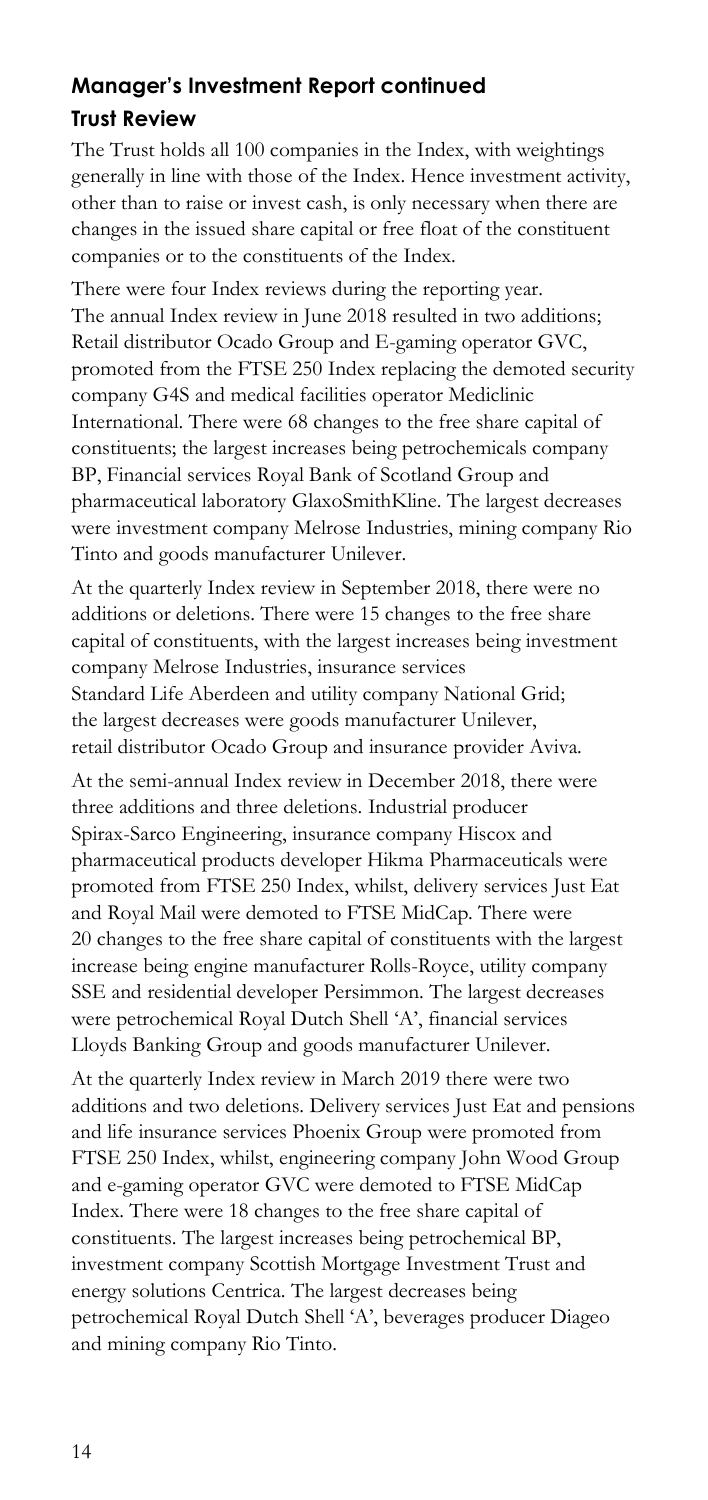## Manager's Investment Report continued

### Trust Review

The Trust holds all 100 companies in the Index, with weightings generally in line with those of the Index. Hence investment activity, other than to raise or invest cash, is only necessary when there are changes in the issued share capital or free float of the constituent companies or to the constituents of the Index.

There were four Index reviews during the reporting year. The annual Index review in June 2018 resulted in two additions; Retail distributor Ocado Group and E-gaming operator GVC, promoted from the FTSE 250 Index replacing the demoted security company G4S and medical facilities operator Mediclinic International. There were 68 changes to the free share capital of constituents; the largest increases being petrochemicals company BP, Financial services Royal Bank of Scotland Group and pharmaceutical laboratory GlaxoSmithKline. The largest decreases were investment company Melrose Industries, mining company Rio Tinto and goods manufacturer Unilever.

At the quarterly Index review in September 2018, there were no additions or deletions. There were 15 changes to the free share capital of constituents, with the largest increases being investment company Melrose Industries, insurance services Standard Life Aberdeen and utility company National Grid; the largest decreases were goods manufacturer Unilever, retail distributor Ocado Group and insurance provider Aviva.

At the semi-annual Index review in December 2018, there were three additions and three deletions. Industrial producer Spirax-Sarco Engineering, insurance company Hiscox and pharmaceutical products developer Hikma Pharmaceuticals were promoted from FTSE 250 Index, whilst, delivery services Just Eat and Royal Mail were demoted to FTSE MidCap. There were 20 changes to the free share capital of constituents with the largest increase being engine manufacturer Rolls-Royce, utility company SSE and residential developer Persimmon. The largest decreases were petrochemical Royal Dutch Shell 'A', financial services Lloyds Banking Group and goods manufacturer Unilever.

At the quarterly Index review in March 2019 there were two additions and two deletions. Delivery services Just Eat and pensions and life insurance services Phoenix Group were promoted from FTSE 250 Index, whilst, engineering company John Wood Group and e-gaming operator GVC were demoted to FTSE MidCap Index. There were 18 changes to the free share capital of constituents. The largest increases being petrochemical BP, investment company Scottish Mortgage Investment Trust and energy solutions Centrica. The largest decreases being petrochemical Royal Dutch Shell 'A', beverages producer Diageo and mining company Rio Tinto.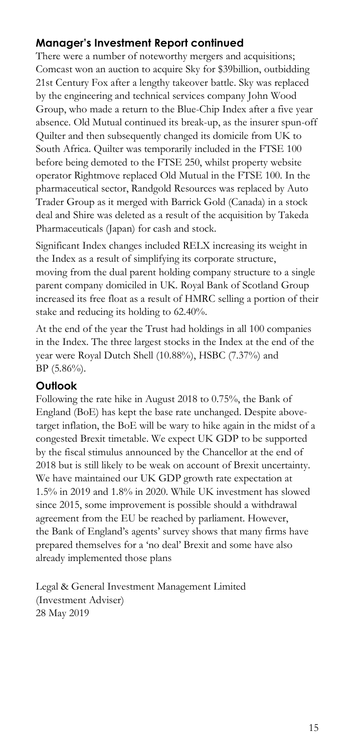## Manager's Investment Report continued

There were a number of noteworthy mergers and acquisitions; Comcast won an auction to acquire Sky for $39billion, outbidding 21st Century Fox after a lengthy takeover battle. Sky was replaced by the engineering and technical services company John Wood Group, who made a return to the Blue-Chip Index after a five year absence. Old Mutual continued its break-up, as the insurer spun-off Quilter and then subsequently changed its domicile from UK to South Africa. Quilter was temporarily included in the FTSE 100 before being demoted to the FTSE 250, whilst property website operator Rightmove replaced Old Mutual in the FTSE 100. In the pharmaceutical sector, Randgold Resources was replaced by Auto Trader Group as it merged with Barrick Gold (Canada) in a stock deal and Shire was deleted as a result of the acquisition by Takeda Pharmaceuticals (Japan) for cash and stock.

Significant Index changes included RELX increasing its weight in the Index as a result of simplifying its corporate structure, moving from the dual parent holding company structure to a single parent company domiciled in UK. Royal Bank of Scotland Group increased its free float as a result of HMRC selling a portion of their stake and reducing its holding to 62.40%.

At the end of the year the Trust had holdings in all 100 companies in the Index. The three largest stocks in the Index at the end of the year were Royal Dutch Shell (10.88%), HSBC (7.37%) and BP (5.86%).

### Outlook

Following the rate hike in August 2018 to 0.75%, the Bank of England (BoE) has kept the base rate unchanged. Despite above-target inflation, the BoE will be wary to hike again in the midst of a congested Brexit timetable. We expect UK GDP to be supported by the fiscal stimulus announced by the Chancellor at the end of 2018 but is still likely to be weak on account of Brexit uncertainty. We have maintained our UK GDP growth rate expectation at 1.5% in 2019 and 1.8% in 2020. While UK investment has slowed since 2015, some improvement is possible should a withdrawal agreement from the EU be reached by parliament. However, the Bank of England's agents' survey shows that many firms have prepared themselves for a 'no deal' Brexit and some have also already implemented those plans

Legal & General Investment Management Limited
(Investment Adviser)
28 May 2019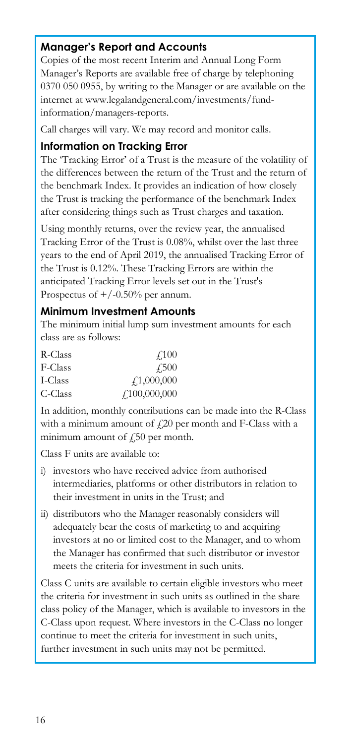## Manager's Report and Accounts

Copies of the most recent Interim and Annual Long Form Manager's Reports are available free of charge by telephoning 0370 050 0955, by writing to the Manager or are available on the internet at www.legalandgeneral.com/investments/fund-information/managers-reports.

Call charges will vary. We may record and monitor calls.

## Information on Tracking Error

The 'Tracking Error' of a Trust is the measure of the volatility of the differences between the return of the Trust and the return of the benchmark Index. It provides an indication of how closely the Trust is tracking the performance of the benchmark Index after considering things such as Trust charges and taxation.

Using monthly returns, over the review year, the annualised Tracking Error of the Trust is 0.08%, whilst over the last three years to the end of April 2019, the annualised Tracking Error of the Trust is 0.12%. These Tracking Errors are within the anticipated Tracking Error levels set out in the Trust's Prospectus of +/-0.50% per annum.

## Minimum Investment Amounts

The minimum initial lump sum investment amounts for each class are as follows:

| | |
|---|---|
| R-Class | £100 |
| F-Class | £500 |
| I-Class | £1,000,000 |
| C-Class | £100,000,000 |

In addition, monthly contributions can be made into the R-Class with a minimum amount of £20 per month and F-Class with a minimum amount of £50 per month.

Class F units are available to:

i) investors who have received advice from authorised intermediaries, platforms or other distributors in relation to their investment in units in the Trust; and

ii) distributors who the Manager reasonably considers will adequately bear the costs of marketing to and acquiring investors at no or limited cost to the Manager, and to whom the Manager has confirmed that such distributor or investor meets the criteria for investment in such units.

Class C units are available to certain eligible investors who meet the criteria for investment in such units as outlined in the share class policy of the Manager, which is available to investors in the C-Class upon request. Where investors in the C-Class no longer continue to meet the criteria for investment in such units, further investment in such units may not be permitted.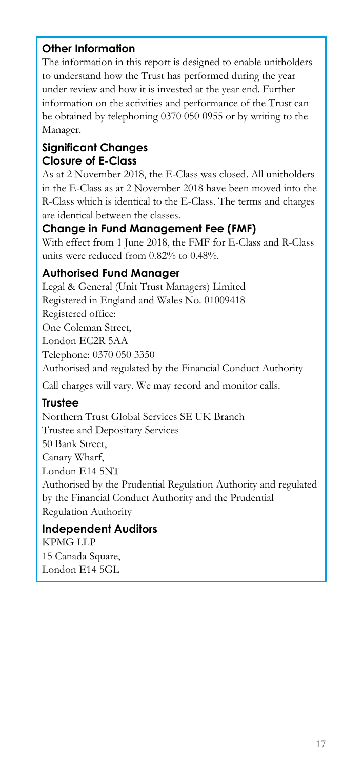## Other Information

The information in this report is designed to enable unitholders to understand how the Trust has performed during the year under review and how it is invested at the year end. Further information on the activities and performance of the Trust can be obtained by telephoning 0370 050 0955 or by writing to the Manager.

## Significant Changes

### Closure of E-Class

As at 2 November 2018, the E-Class was closed. All unitholders in the E-Class as at 2 November 2018 have been moved into the R-Class which is identical to the E-Class. The terms and charges are identical between the classes.

### Change in Fund Management Fee (FMF)

With effect from 1 June 2018, the FMF for E-Class and R-Class units were reduced from 0.82% to 0.48%.

## Authorised Fund Manager

Legal & General (Unit Trust Managers) Limited
Registered in England and Wales No. 01009418
Registered office:
One Coleman Street,
London EC2R 5AA
Telephone: 0370 050 3350
Authorised and regulated by the Financial Conduct Authority

Call charges will vary. We may record and monitor calls.

## Trustee

Northern Trust Global Services SE UK Branch
Trustee and Depositary Services
50 Bank Street,
Canary Wharf,
London E14 5NT
Authorised by the Prudential Regulation Authority and regulated by the Financial Conduct Authority and the Prudential Regulation Authority

## Independent Auditors

KPMG LLP
15 Canada Square,
London E14 5GL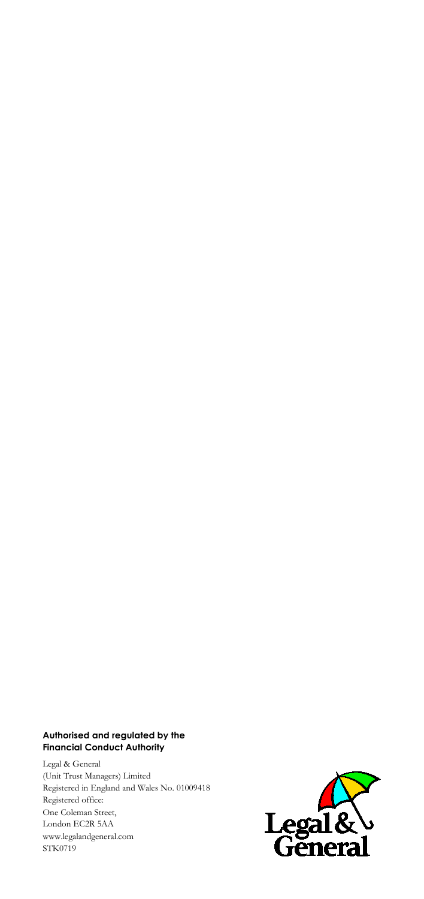**Authorised and regulated by the Financial Conduct Authority**

Legal & General
(Unit Trust Managers) Limited
Registered in England and Wales No. 01009418
Registered office:
One Coleman Street,
London EC2R 5AA
www.legalandgeneral.com
STK0719